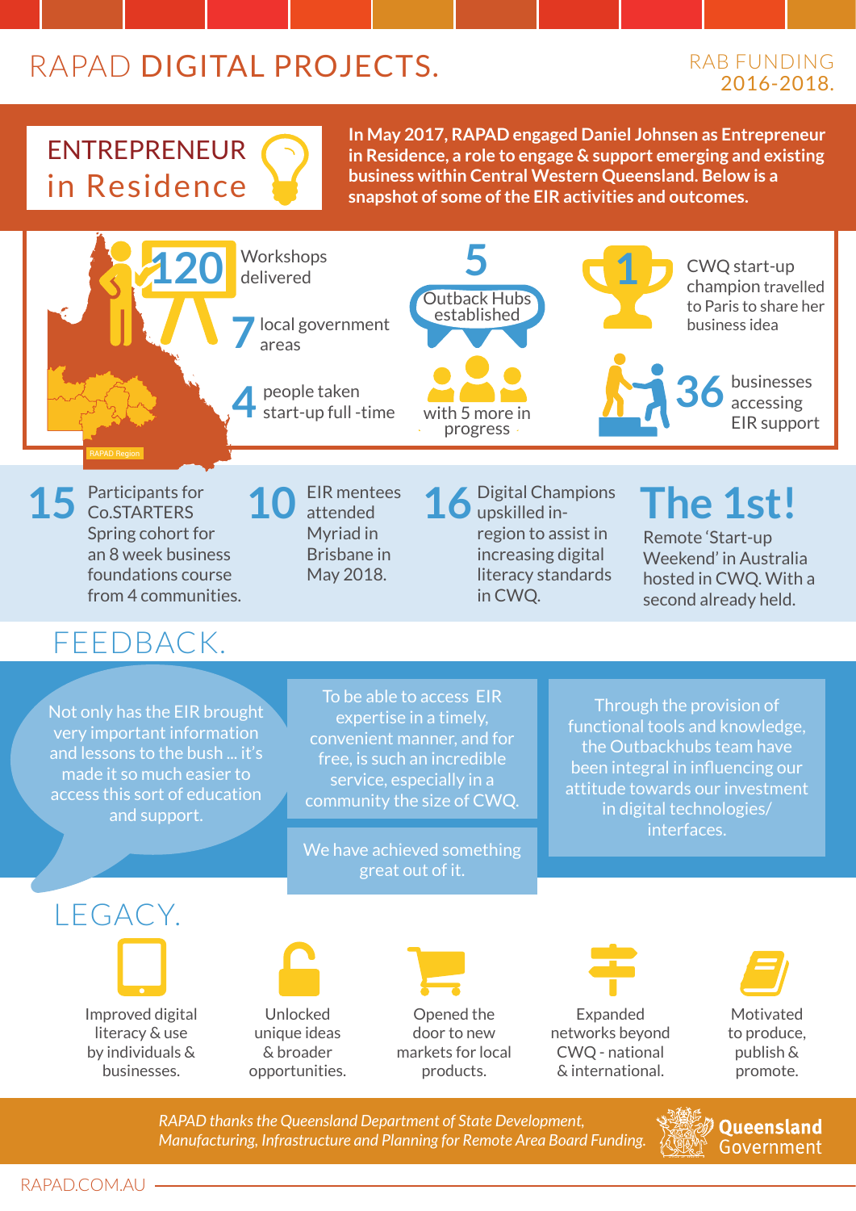# RAPAD DIGITAL PROJECTS.

RAB FUNDING 2016-2018.

## ENTREPRENEUR in Residence

**In May 2017, RAPAD engaged Daniel Johnsen as Entrepreneur in Residence, a role to engage & support emerging and existing business within Central Western Queensland. Below is a snapshot of some of the EIR activities and outcomes.**

- **120** Workshops delivered
- **7** local government areas
- **4** people taken start-up full -time
- **5** Outback Hubs established with 5 more in progress
- **1** CWQ start-up champion travelled to Paris to share her business idea
- **36** businesses accessing EIR support

RAPAD Region

- **15** Participants for Co.STARTERS Spring cohort for an 8 week business foundations course from 4 communities.
- **10** EIR mentees attended Myriad in Brisbane in May 2018.
- **16** Digital Champions upskilled in-region to assist in increasing digital literacy standards in CWQ.
- **The 1st!** Remote 'Start-up Weekend' in Australia hosted in CWQ. With a second already held.

## FEEDBACK.

Not only has the EIR brought very important information and lessons to the bush ... it's made it so much easier to access this sort of education and support.

To be able to access EIR expertise in a timely, convenient manner, and for free, is such an incredible service, especially in a community the size of CWQ.

We have achieved something great out of it.

Through the provision of functional tools and knowledge, the Outbackhubs team have been integral in influencing our attitude towards our investment in digital technologies/ interfaces.

## LEGACY.

- Improved digital literacy & use by individuals & businesses.
- Unlocked unique ideas & broader opportunities.
- Opened the door to new markets for local products.
- Expanded networks beyond CWQ - national & international.
- Motivated to produce, publish & promote.

*RAPAD thanks the Queensland Department of State Development, Manufacturing, Infrastructure and Planning for Remote Area Board Funding.*

Queensland Government

RAPAD.COM.AU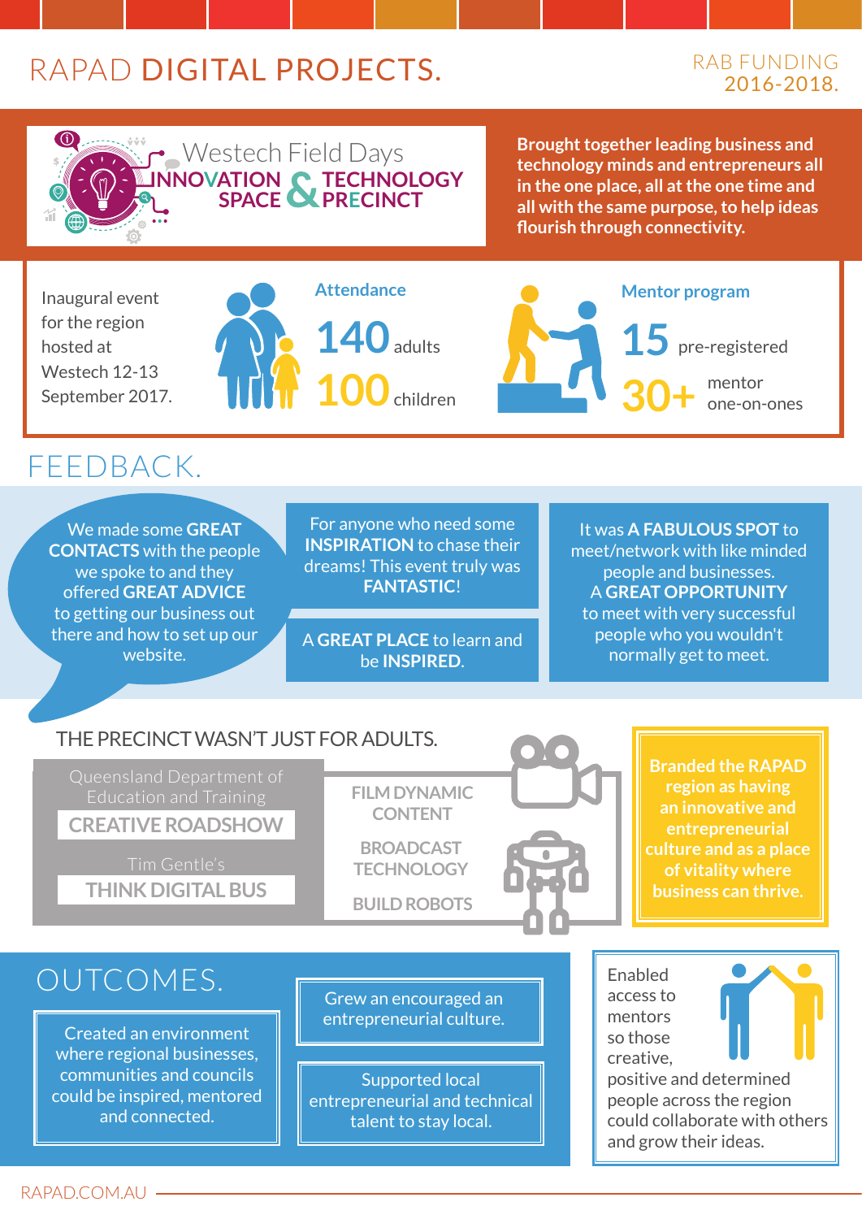# RAPAD DIGITAL PROJECTS.

RAB FUNDING 2016-2018.

## Westech Field Days INNOVATION & TECHNOLOGY SPACE PRECINCT

**Brought together leading business and technology minds and entrepreneurs all in the one place, all at the one time and all with the same purpose, to help ideas flourish through connectivity.**

Inaugural event for the region hosted at Westech 12-13 September 2017.

**Attendance**

**140** adults

**100** children

**Mentor program**

**15** pre-registered

**30+** mentor one-on-ones

## FEEDBACK.

We made some **GREAT CONTACTS** with the people we spoke to and they offered **GREAT ADVICE** to getting our business out there and how to set up our website.

For anyone who need some **INSPIRATION** to chase their dreams! This event truly was **FANTASTIC**!

A **GREAT PLACE** to learn and be **INSPIRED**.

It was **A FABULOUS SPOT** to meet/network with like minded people and businesses.
A **GREAT OPPORTUNITY** to meet with very successful people who you wouldn't normally get to meet.

## THE PRECINCT WASN'T JUST FOR ADULTS.

Queensland Department of Education and Training
**CREATIVE ROADSHOW**

Tim Gentle's
**THINK DIGITAL BUS**

FILM DYNAMIC CONTENT

BROADCAST TECHNOLOGY

BUILD ROBOTS

**Branded the RAPAD region as having an innovative and entrepreneurial culture and as a place of vitality where business can thrive.**

## OUTCOMES.

Created an environment where regional businesses, communities and councils could be inspired, mentored and connected.

Grew an encouraged an entrepreneurial culture.

Supported local entrepreneurial and technical talent to stay local.

Enabled access to mentors so those creative, positive and determined people across the region could collaborate with others and grow their ideas.

RAPAD.COM.AU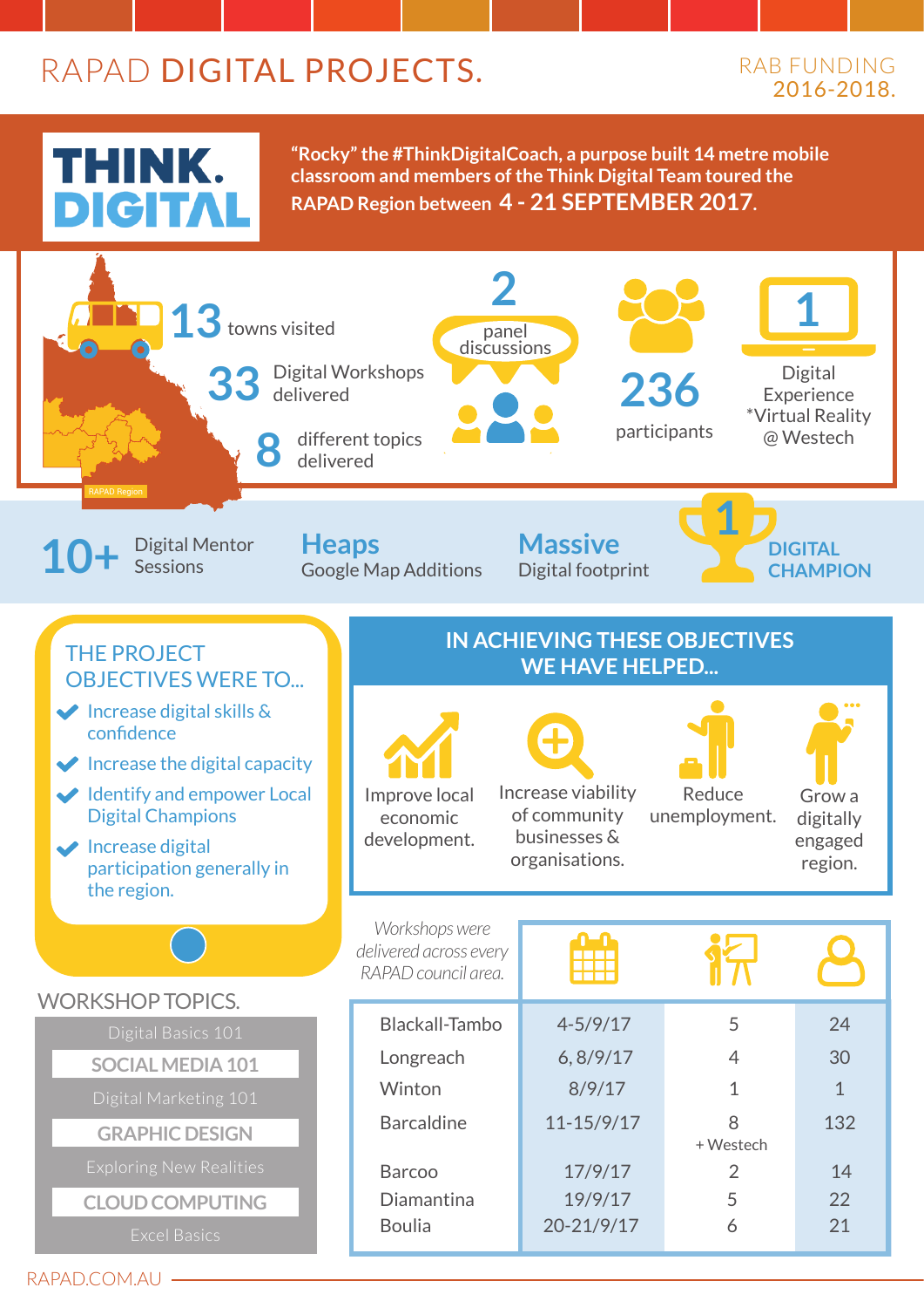# RAPAD DIGITAL PROJECTS.

RAB FUNDING 2016-2018.

**THINK. DIGITAL**

**"Rocky" the #ThinkDigitalCoach, a purpose built 14 metre mobile classroom and members of the Think Digital Team toured the RAPAD Region between 4 - 21 SEPTEMBER 2017.**

13 towns visited

33 Digital Workshops delivered

8 different topics delivered

2 panel discussions

236 participants

1 Digital Experience *Virtual Reality @ Westech

RAPAD Region

10+ Digital Mentor Sessions

**Heaps** Google Map Additions

**Massive** Digital footprint

1 DIGITAL CHAMPION

## THE PROJECT OBJECTIVES WERE TO...

- Increase digital skills & confidence
- Increase the digital capacity
- Identify and empower Local Digital Champions
- Increase digital participation generally in the region.

## IN ACHIEVING THESE OBJECTIVES WE HAVE HELPED...

- Improve local economic development.
- Increase viability of community businesses & organisations.
- Reduce unemployment.
- Grow a digitally engaged region.

## WORKSHOP TOPICS.

- Digital Basics 101
- SOCIAL MEDIA 101
- Digital Marketing 101
- GRAPHIC DESIGN
- Exploring New Realities
- CLOUD COMPUTING
- Excel Basics

*Workshops were delivered across every RAPAD council area.*

| Council area | Dates | Workshops | Participants |
|---|---|---|---|
| Blackall-Tambo | 4-5/9/17 | 5 | 24 |
| Longreach | 6, 8/9/17 | 4 | 30 |
| Winton | 8/9/17 | 1 | 1 |
| Barcaldine | 11-15/9/17 | 8 + Westech | 132 |
| Barcoo | 17/9/17 | 2 | 14 |
| Diamantina | 19/9/17 | 5 | 22 |
| Boulia | 20-21/9/17 | 6 | 21 |

RAPAD.COM.AU